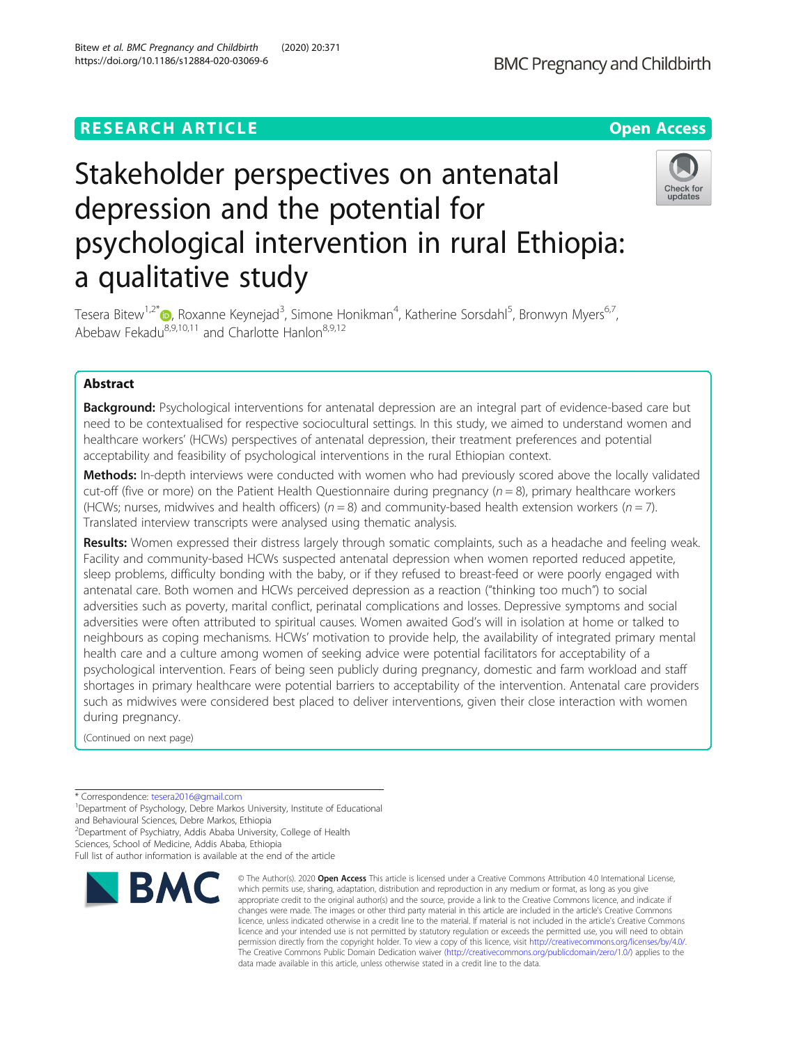RESEARCH ARTICLE

Open Access

# Stakeholder perspectives on antenatal depression and the potential for psychological intervention in rural Ethiopia: a qualitative study

Tesera Bitew[1,2*], Roxanne Keynejad[3], Simone Honikman[4], Katherine Sorsdahl[5], Bronwyn Myers[6,7], Abebaw Fekadu[8,9,10,11] and Charlotte Hanlon[8,9,12]

## Abstract

**Background:** Psychological interventions for antenatal depression are an integral part of evidence-based care but need to be contextualised for respective sociocultural settings. In this study, we aimed to understand women and healthcare workers' (HCWs) perspectives of antenatal depression, their treatment preferences and potential acceptability and feasibility of psychological interventions in the rural Ethiopian context.

**Methods:** In-depth interviews were conducted with women who had previously scored above the locally validated cut-off (five or more) on the Patient Health Questionnaire during pregnancy ($n = 8$), primary healthcare workers (HCWs; nurses, midwives and health officers) ($n = 8$) and community-based health extension workers ($n = 7$). Translated interview transcripts were analysed using thematic analysis.

**Results:** Women expressed their distress largely through somatic complaints, such as a headache and feeling weak. Facility and community-based HCWs suspected antenatal depression when women reported reduced appetite, sleep problems, difficulty bonding with the baby, or if they refused to breast-feed or were poorly engaged with antenatal care. Both women and HCWs perceived depression as a reaction ("thinking too much") to social adversities such as poverty, marital conflict, perinatal complications and losses. Depressive symptoms and social adversities were often attributed to spiritual causes. Women awaited God's will in isolation at home or talked to neighbours as coping mechanisms. HCWs' motivation to provide help, the availability of integrated primary mental health care and a culture among women of seeking advice were potential facilitators for acceptability of a psychological intervention. Fears of being seen publicly during pregnancy, domestic and farm workload and staff shortages in primary healthcare were potential barriers to acceptability of the intervention. Antenatal care providers such as midwives were considered best placed to deliver interventions, given their close interaction with women during pregnancy.

(Continued on next page)

\* Correspondence: tesera2016@gmail.com

[1]Department of Psychology, Debre Markos University, Institute of Educational and Behavioural Sciences, Debre Markos, Ethiopia

[2]Department of Psychiatry, Addis Ababa University, College of Health Sciences, School of Medicine, Addis Ababa, Ethiopia

Full list of author information is available at the end of the article

© The Author(s). 2020 **Open Access** This article is licensed under a Creative Commons Attribution 4.0 International License, which permits use, sharing, adaptation, distribution and reproduction in any medium or format, as long as you give appropriate credit to the original author(s) and the source, provide a link to the Creative Commons licence, and indicate if changes were made. The images or other third party material in this article are included in the article's Creative Commons licence, unless indicated otherwise in a credit line to the material. If material is not included in the article's Creative Commons licence and your intended use is not permitted by statutory regulation or exceeds the permitted use, you will need to obtain permission directly from the copyright holder. To view a copy of this licence, visit http://creativecommons.org/licenses/by/4.0/. The Creative Commons Public Domain Dedication waiver (http://creativecommons.org/publicdomain/zero/1.0/) applies to the data made available in this article, unless otherwise stated in a credit line to the data.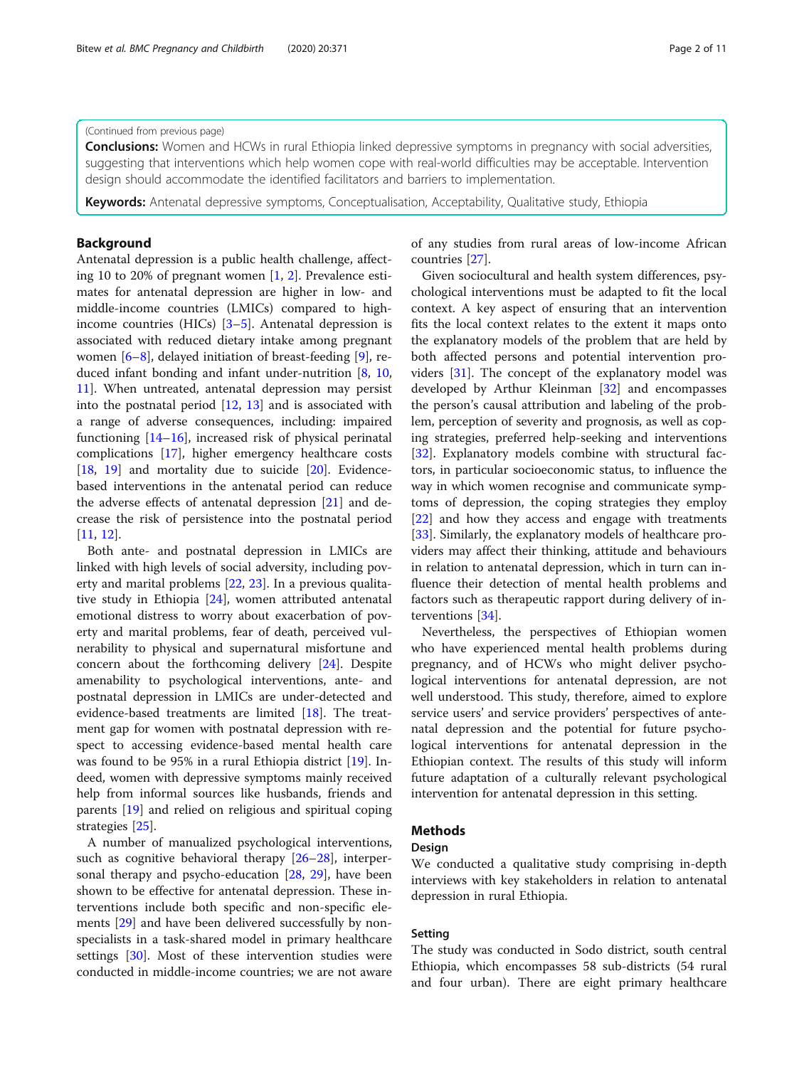(Continued from previous page)

**Conclusions:** Women and HCWs in rural Ethiopia linked depressive symptoms in pregnancy with social adversities, suggesting that interventions which help women cope with real-world difficulties may be acceptable. Intervention design should accommodate the identified facilitators and barriers to implementation.

**Keywords:** Antenatal depressive symptoms, Conceptualisation, Acceptability, Qualitative study, Ethiopia

## Background

Antenatal depression is a public health challenge, affecting 10 to 20% of pregnant women [1, 2]. Prevalence estimates for antenatal depression are higher in low- and middle-income countries (LMICs) compared to high-income countries (HICs) [3–5]. Antenatal depression is associated with reduced dietary intake among pregnant women [6–8], delayed initiation of breast-feeding [9], reduced infant bonding and infant under-nutrition [8, 10, 11]. When untreated, antenatal depression may persist into the postnatal period [12, 13] and is associated with a range of adverse consequences, including: impaired functioning [14–16], increased risk of physical perinatal complications [17], higher emergency healthcare costs [18, 19] and mortality due to suicide [20]. Evidence-based interventions in the antenatal period can reduce the adverse effects of antenatal depression [21] and decrease the risk of persistence into the postnatal period [11, 12].

Both ante- and postnatal depression in LMICs are linked with high levels of social adversity, including poverty and marital problems [22, 23]. In a previous qualitative study in Ethiopia [24], women attributed antenatal emotional distress to worry about exacerbation of poverty and marital problems, fear of death, perceived vulnerability to physical and supernatural misfortune and concern about the forthcoming delivery [24]. Despite amenability to psychological interventions, ante- and postnatal depression in LMICs are under-detected and evidence-based treatments are limited [18]. The treatment gap for women with postnatal depression with respect to accessing evidence-based mental health care was found to be 95% in a rural Ethiopia district [19]. Indeed, women with depressive symptoms mainly received help from informal sources like husbands, friends and parents [19] and relied on religious and spiritual coping strategies [25].

A number of manualized psychological interventions, such as cognitive behavioral therapy [26–28], interpersonal therapy and psycho-education [28, 29], have been shown to be effective for antenatal depression. These interventions include both specific and non-specific elements [29] and have been delivered successfully by non-specialists in a task-shared model in primary healthcare settings [30]. Most of these intervention studies were conducted in middle-income countries; we are not aware of any studies from rural areas of low-income African countries [27].

Given sociocultural and health system differences, psychological interventions must be adapted to fit the local context. A key aspect of ensuring that an intervention fits the local context relates to the extent it maps onto the explanatory models of the problem that are held by both affected persons and potential intervention providers [31]. The concept of the explanatory model was developed by Arthur Kleinman [32] and encompasses the person's causal attribution and labeling of the problem, perception of severity and prognosis, as well as coping strategies, preferred help-seeking and interventions [32]. Explanatory models combine with structural factors, in particular socioeconomic status, to influence the way in which women recognise and communicate symptoms of depression, the coping strategies they employ [22] and how they access and engage with treatments [33]. Similarly, the explanatory models of healthcare providers may affect their thinking, attitude and behaviours in relation to antenatal depression, which in turn can influence their detection of mental health problems and factors such as therapeutic rapport during delivery of interventions [34].

Nevertheless, the perspectives of Ethiopian women who have experienced mental health problems during pregnancy, and of HCWs who might deliver psychological interventions for antenatal depression, are not well understood. This study, therefore, aimed to explore service users' and service providers' perspectives of antenatal depression and the potential for future psychological interventions for antenatal depression in the Ethiopian context. The results of this study will inform future adaptation of a culturally relevant psychological intervention for antenatal depression in this setting.

## Methods

### Design

We conducted a qualitative study comprising in-depth interviews with key stakeholders in relation to antenatal depression in rural Ethiopia.

### Setting

The study was conducted in Sodo district, south central Ethiopia, which encompasses 58 sub-districts (54 rural and four urban). There are eight primary healthcare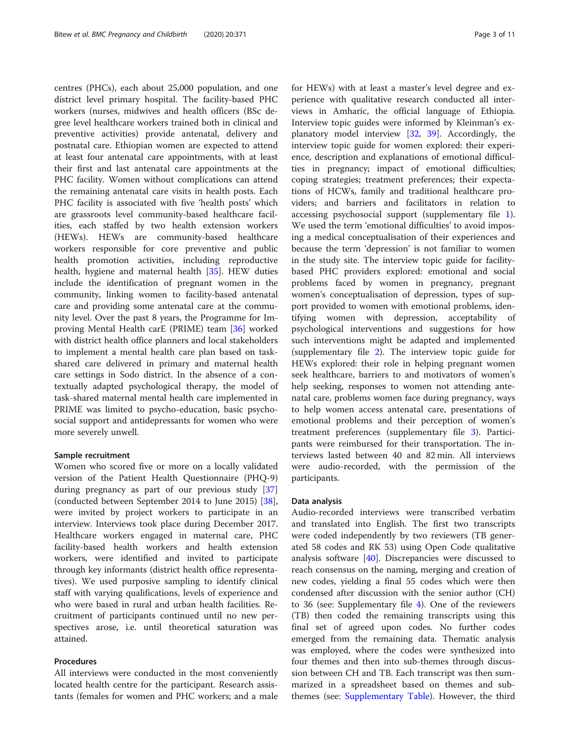centres (PHCs), each about 25,000 population, and one district level primary hospital. The facility-based PHC workers (nurses, midwives and health officers (BSc degree level healthcare workers trained both in clinical and preventive activities) provide antenatal, delivery and postnatal care. Ethiopian women are expected to attend at least four antenatal care appointments, with at least their first and last antenatal care appointments at the PHC facility. Women without complications can attend the remaining antenatal care visits in health posts. Each PHC facility is associated with five 'health posts' which are grassroots level community-based healthcare facilities, each staffed by two health extension workers (HEWs). HEWs are community-based healthcare workers responsible for core preventive and public health promotion activities, including reproductive health, hygiene and maternal health [35]. HEW duties include the identification of pregnant women in the community, linking women to facility-based antenatal care and providing some antenatal care at the community level. Over the past 8 years, the Programme for Improving Mental Health carE (PRIME) team [36] worked with district health office planners and local stakeholders to implement a mental health care plan based on task-shared care delivered in primary and maternal health care settings in Sodo district. In the absence of a contextually adapted psychological therapy, the model of task-shared maternal mental health care implemented in PRIME was limited to psycho-education, basic psychosocial support and antidepressants for women who were more severely unwell.

### Sample recruitment

Women who scored five or more on a locally validated version of the Patient Health Questionnaire (PHQ-9) during pregnancy as part of our previous study [37] (conducted between September 2014 to June 2015) [38], were invited by project workers to participate in an interview. Interviews took place during December 2017. Healthcare workers engaged in maternal care, PHC facility-based health workers and health extension workers, were identified and invited to participate through key informants (district health office representatives). We used purposive sampling to identify clinical staff with varying qualifications, levels of experience and who were based in rural and urban health facilities. Recruitment of participants continued until no new perspectives arose, i.e. until theoretical saturation was attained.

### Procedures

All interviews were conducted in the most conveniently located health centre for the participant. Research assistants (females for women and PHC workers; and a male for HEWs) with at least a master's level degree and experience with qualitative research conducted all interviews in Amharic, the official language of Ethiopia. Interview topic guides were informed by Kleinman's explanatory model interview [32, 39]. Accordingly, the interview topic guide for women explored: their experience, description and explanations of emotional difficulties in pregnancy; impact of emotional difficulties; coping strategies; treatment preferences; their expectations of HCWs, family and traditional healthcare providers; and barriers and facilitators in relation to accessing psychosocial support (supplementary file 1). We used the term 'emotional difficulties' to avoid imposing a medical conceptualisation of their experiences and because the term 'depression' is not familiar to women in the study site. The interview topic guide for facility-based PHC providers explored: emotional and social problems faced by women in pregnancy, pregnant women's conceptualisation of depression, types of support provided to women with emotional problems, identifying women with depression, acceptability of psychological interventions and suggestions for how such interventions might be adapted and implemented (supplementary file 2). The interview topic guide for HEWs explored: their role in helping pregnant women seek healthcare, barriers to and motivators of women's help seeking, responses to women not attending antenatal care, problems women face during pregnancy, ways to help women access antenatal care, presentations of emotional problems and their perception of women's treatment preferences (supplementary file 3). Participants were reimbursed for their transportation. The interviews lasted between 40 and 82 min. All interviews were audio-recorded, with the permission of the participants.

### Data analysis

Audio-recorded interviews were transcribed verbatim and translated into English. The first two transcripts were coded independently by two reviewers (TB generated 58 codes and RK 53) using Open Code qualitative analysis software [40]. Discrepancies were discussed to reach consensus on the naming, merging and creation of new codes, yielding a final 55 codes which were then condensed after discussion with the senior author (CH) to 36 (see: Supplementary file 4). One of the reviewers (TB) then coded the remaining transcripts using this final set of agreed upon codes. No further codes emerged from the remaining data. Thematic analysis was employed, where the codes were synthesized into four themes and then into sub-themes through discussion between CH and TB. Each transcript was then summarized in a spreadsheet based on themes and sub-themes (see: Supplementary Table). However, the third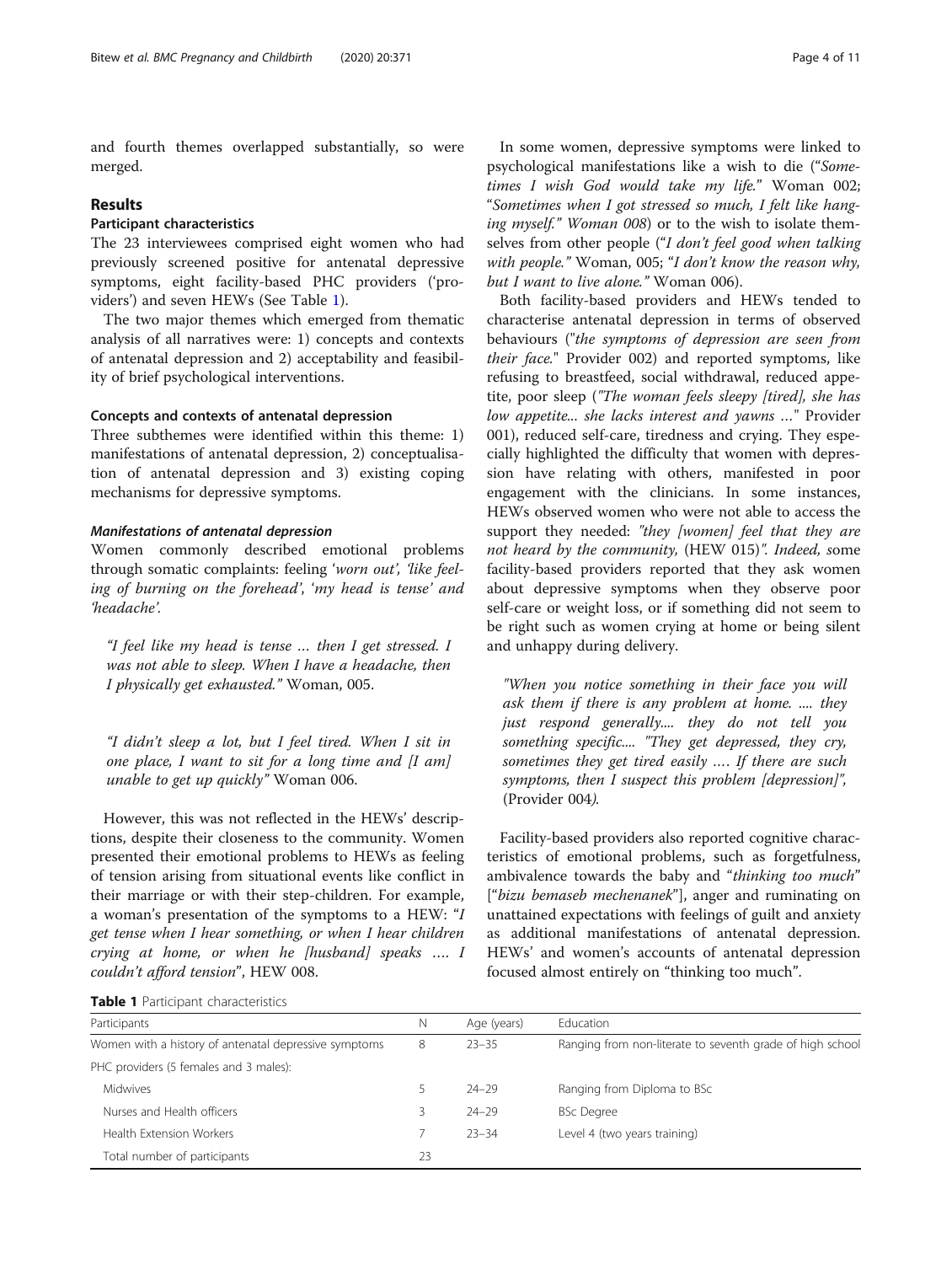and fourth themes overlapped substantially, so were merged.

## Results

### Participant characteristics

The 23 interviewees comprised eight women who had previously screened positive for antenatal depressive symptoms, eight facility-based PHC providers ('providers') and seven HEWs (See Table 1).

The two major themes which emerged from thematic analysis of all narratives were: 1) concepts and contexts of antenatal depression and 2) acceptability and feasibility of brief psychological interventions.

### Concepts and contexts of antenatal depression

Three subthemes were identified within this theme: 1) manifestations of antenatal depression, 2) conceptualisation of antenatal depression and 3) existing coping mechanisms for depressive symptoms.

#### *Manifestations of antenatal depression*

Women commonly described emotional problems through somatic complaints: feeling '*worn out*', '*like feeling of burning on the forehead*', '*my head is tense*' and '*headache*'.

> "*I feel like my head is tense … then I get stressed. I was not able to sleep. When I have a headache, then I physically get exhausted.*" Woman, 005.

> "*I didn't sleep a lot, but I feel tired. When I sit in one place, I want to sit for a long time and [I am] unable to get up quickly*" Woman 006.

However, this was not reflected in the HEWs' descriptions, despite their closeness to the community. Women presented their emotional problems to HEWs as feeling of tension arising from situational events like conflict in their marriage or with their step-children. For example, a woman's presentation of the symptoms to a HEW: "*I get tense when I hear something, or when I hear children crying at home, or when he [husband] speaks …. I couldn't afford tension*", HEW 008.

In some women, depressive symptoms were linked to psychological manifestations like a wish to die ("*Sometimes I wish God would take my life.*" Woman 002; "*Sometimes when I got stressed so much, I felt like hanging myself.*" *Woman 008*) or to the wish to isolate themselves from other people ("*I don't feel good when talking with people.*" Woman, 005; "*I don't know the reason why, but I want to live alone.*" Woman 006).

Both facility-based providers and HEWs tended to characterise antenatal depression in terms of observed behaviours ("*the symptoms of depression are seen from their face.*" Provider 002) and reported symptoms, like refusing to breastfeed, social withdrawal, reduced appetite, poor sleep ("*The woman feels sleepy [tired], she has low appetite... she lacks interest and yawns …*" Provider 001), reduced self-care, tiredness and crying. They especially highlighted the difficulty that women with depression have relating with others, manifested in poor engagement with the clinicians. In some instances, HEWs observed women who were not able to access the support they needed: *"they [women] feel that they are not heard by the community,* (HEW 015)*"*. *Indeed, s*ome facility-based providers reported that they ask women about depressive symptoms when they observe poor self-care or weight loss, or if something did not seem to be right such as women crying at home or being silent and unhappy during delivery.

> *"When you notice something in their face you will ask them if there is any problem at home. .... they just respond generally.... they do not tell you something specific.... "They get depressed, they cry, sometimes they get tired easily …. If there are such symptoms, then I suspect this problem [depression]",* (Provider 004*).*

Facility-based providers also reported cognitive characteristics of emotional problems, such as forgetfulness, ambivalence towards the baby and "*thinking too much*" ["*bizu bemaseb mechenanek*"], anger and ruminating on unattained expectations with feelings of guilt and anxiety as additional manifestations of antenatal depression. HEWs' and women's accounts of antenatal depression focused almost entirely on "thinking too much".

**Table 1** Participant characteristics

| Participants | N | Age (years) | Education |
|---|---|---|---|
| Women with a history of antenatal depressive symptoms | 8 | 23–35 | Ranging from non-literate to seventh grade of high school |
| PHC providers (5 females and 3 males): | | | |
| Midwives | 5 | 24–29 | Ranging from Diploma to BSc |
| Nurses and Health officers | 3 | 24–29 | BSc Degree |
| Health Extension Workers | 7 | 23–34 | Level 4 (two years training) |
| Total number of participants | 23 | | |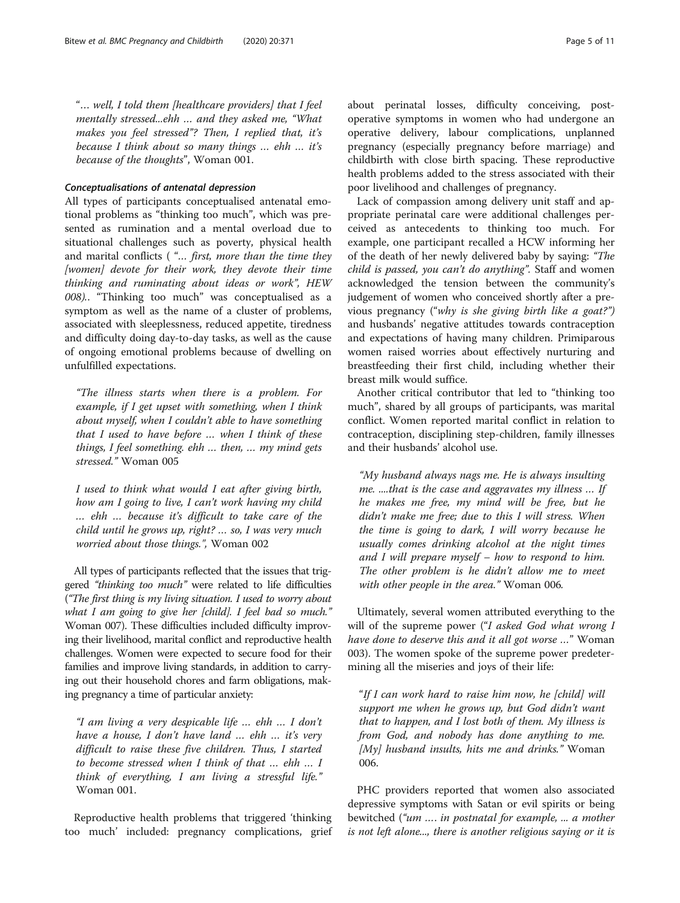"… well, I told them [healthcare providers] that I feel mentally stressed...ehh … and they asked me, "What makes you feel stressed"? Then, I replied that, it's because I think about so many things … ehh … it's because of the thoughts", Woman 001.

#### *Conceptualisations of antenatal depression*

All types of participants conceptualised antenatal emotional problems as "thinking too much", which was presented as rumination and a mental overload due to situational challenges such as poverty, physical health and marital conflicts ( *"… first, more than the time they [women] devote for their work, they devote their time thinking and ruminating about ideas or work", HEW 008).*. "Thinking too much" was conceptualised as a symptom as well as the name of a cluster of problems, associated with sleeplessness, reduced appetite, tiredness and difficulty doing day-to-day tasks, as well as the cause of ongoing emotional problems because of dwelling on unfulfilled expectations.

> *"The illness starts when there is a problem. For example, if I get upset with something, when I think about myself, when I couldn't able to have something that I used to have before … when I think of these things, I feel something. ehh … then, … my mind gets stressed."* Woman 005

> *I used to think what would I eat after giving birth, how am I going to live, I can't work having my child … ehh … because it's difficult to take care of the child until he grows up, right? … so, I was very much worried about those things.",* Woman 002

All types of participants reflected that the issues that triggered *"thinking too much"* were related to life difficulties (*"The first thing is my living situation. I used to worry about what I am going to give her [child]. I feel bad so much."* Woman 007). These difficulties included difficulty improving their livelihood, marital conflict and reproductive health challenges. Women were expected to secure food for their families and improve living standards, in addition to carrying out their household chores and farm obligations, making pregnancy a time of particular anxiety:

> *"I am living a very despicable life … ehh … I don't have a house, I don't have land … ehh … it's very difficult to raise these five children. Thus, I started to become stressed when I think of that … ehh … I think of everything, I am living a stressful life."* Woman 001.

Reproductive health problems that triggered 'thinking too much' included: pregnancy complications, grief about perinatal losses, difficulty conceiving, post-operative symptoms in women who had undergone an operative delivery, labour complications, unplanned pregnancy (especially pregnancy before marriage) and childbirth with close birth spacing. These reproductive health problems added to the stress associated with their poor livelihood and challenges of pregnancy.

Lack of compassion among delivery unit staff and appropriate perinatal care were additional challenges perceived as antecedents to thinking too much. For example, one participant recalled a HCW informing her of the death of her newly delivered baby by saying: *"The child is passed, you can't do anything"*. Staff and women acknowledged the tension between the community's judgement of women who conceived shortly after a previous pregnancy (*"why is she giving birth like a goat?")* and husbands' negative attitudes towards contraception and expectations of having many children. Primiparous women raised worries about effectively nurturing and breastfeeding their first child, including whether their breast milk would suffice.

Another critical contributor that led to "thinking too much", shared by all groups of participants, was marital conflict. Women reported marital conflict in relation to contraception, disciplining step-children, family illnesses and their husbands' alcohol use.

> *"My husband always nags me. He is always insulting me. ....that is the case and aggravates my illness … If he makes me free, my mind will be free, but he didn't make me free; due to this I will stress. When the time is going to dark, I will worry because he usually comes drinking alcohol at the night times and I will prepare myself – how to respond to him. The other problem is he didn't allow me to meet with other people in the area."* Woman 006.

Ultimately, several women attributed everything to the will of the supreme power ("*I asked God what wrong I have done to deserve this and it all got worse …"* Woman 003). The women spoke of the supreme power predetermining all the miseries and joys of their life:

> *"If I can work hard to raise him now, he [child] will support me when he grows up, but God didn't want that to happen, and I lost both of them. My illness is from God, and nobody has done anything to me. [My] husband insults, hits me and drinks."* Woman 006.

PHC providers reported that women also associated depressive symptoms with Satan or evil spirits or being bewitched (*"um …. in postnatal for example, ... a mother is not left alone..., there is another religious saying or it is*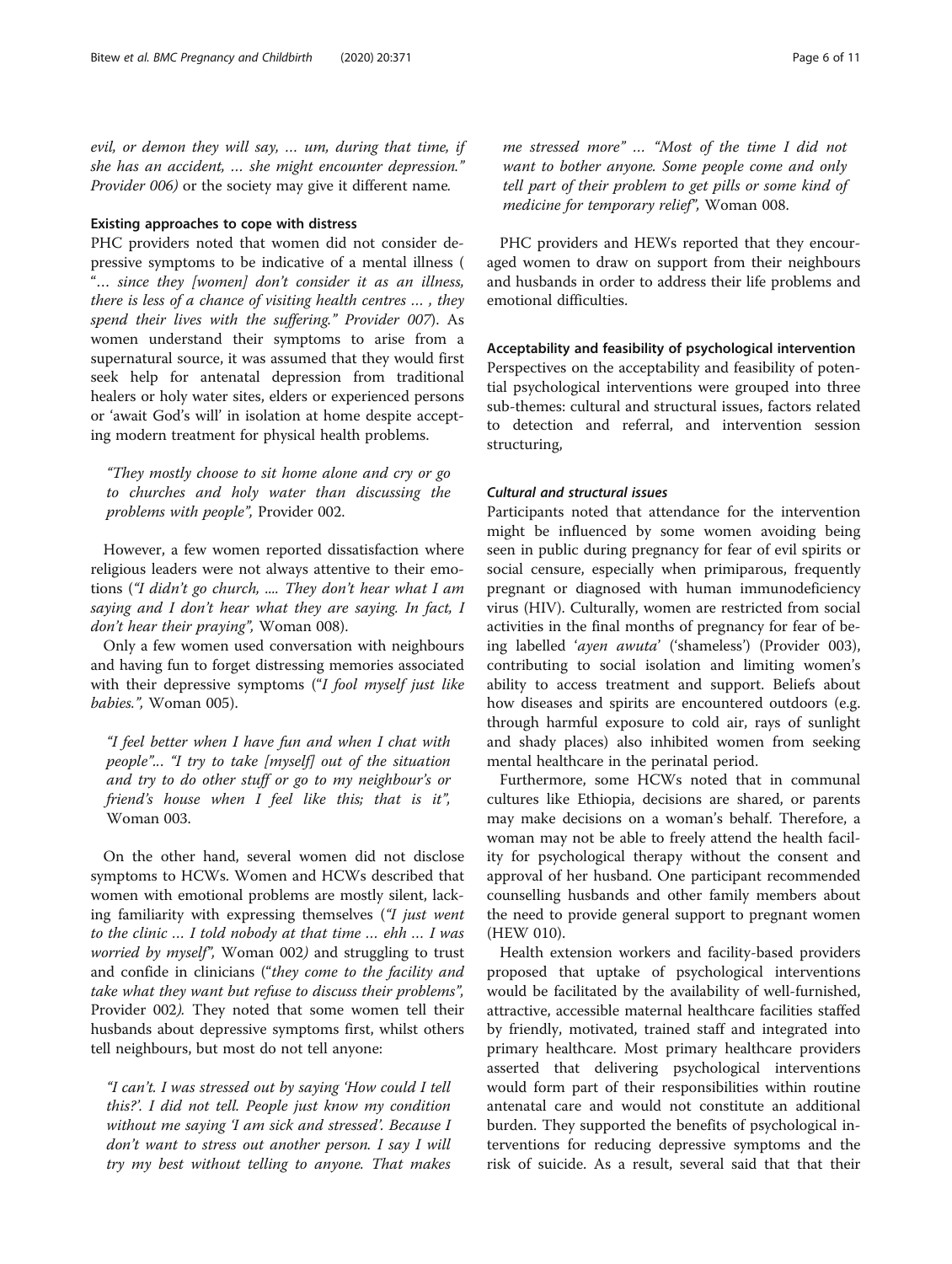*evil, or demon they will say, … um, during that time, if she has an accident, … she might encounter depression."* *Provider 006)* or the society may give it different name.

### Existing approaches to cope with distress

PHC providers noted that women did not consider depressive symptoms to be indicative of a mental illness ( "*… since they [women] don't consider it as an illness, there is less of a chance of visiting health centres … , they spend their lives with the suffering." Provider 007*). As women understand their symptoms to arise from a supernatural source, it was assumed that they would first seek help for antenatal depression from traditional healers or holy water sites, elders or experienced persons or 'await God's will' in isolation at home despite accepting modern treatment for physical health problems.

> *"They mostly choose to sit home alone and cry or go to churches and holy water than discussing the problems with people",* Provider 002.

However, a few women reported dissatisfaction where religious leaders were not always attentive to their emotions (*"I didn't go church, .... They don't hear what I am saying and I don't hear what they are saying. In fact, I don't hear their praying",* Woman 008).

Only a few women used conversation with neighbours and having fun to forget distressing memories associated with their depressive symptoms (*"I fool myself just like babies.",* Woman 005).

> *"I feel better when I have fun and when I chat with people"... "I try to take [myself] out of the situation and try to do other stuff or go to my neighbour's or friend's house when I feel like this; that is it",* Woman 003.

On the other hand, several women did not disclose symptoms to HCWs. Women and HCWs described that women with emotional problems are mostly silent, lacking familiarity with expressing themselves (*"I just went to the clinic … I told nobody at that time … ehh … I was worried by myself",* Woman 002*)* and struggling to trust and confide in clinicians (*"they come to the facility and take what they want but refuse to discuss their problems",* Provider 002*).* They noted that some women tell their husbands about depressive symptoms first, whilst others tell neighbours, but most do not tell anyone:

> *"I can't. I was stressed out by saying 'How could I tell this?'. I did not tell. People just know my condition without me saying 'I am sick and stressed'. Because I don't want to stress out another person. I say I will try my best without telling to anyone. That makes me stressed more" … "Most of the time I did not want to bother anyone. Some people come and only tell part of their problem to get pills or some kind of medicine for temporary relief",* Woman 008.

PHC providers and HEWs reported that they encouraged women to draw on support from their neighbours and husbands in order to address their life problems and emotional difficulties.

### Acceptability and feasibility of psychological intervention

Perspectives on the acceptability and feasibility of potential psychological interventions were grouped into three sub-themes: cultural and structural issues, factors related to detection and referral, and intervention session structuring,

#### *Cultural and structural issues*

Participants noted that attendance for the intervention might be influenced by some women avoiding being seen in public during pregnancy for fear of evil spirits or social censure, especially when primiparous, frequently pregnant or diagnosed with human immunodeficiency virus (HIV). Culturally, women are restricted from social activities in the final months of pregnancy for fear of being labelled '*ayen awuta*' ('shameless') (Provider 003), contributing to social isolation and limiting women's ability to access treatment and support. Beliefs about how diseases and spirits are encountered outdoors (e.g. through harmful exposure to cold air, rays of sunlight and shady places) also inhibited women from seeking mental healthcare in the perinatal period.

Furthermore, some HCWs noted that in communal cultures like Ethiopia, decisions are shared, or parents may make decisions on a woman's behalf. Therefore, a woman may not be able to freely attend the health facility for psychological therapy without the consent and approval of her husband. One participant recommended counselling husbands and other family members about the need to provide general support to pregnant women (HEW 010).

Health extension workers and facility-based providers proposed that uptake of psychological interventions would be facilitated by the availability of well-furnished, attractive, accessible maternal healthcare facilities staffed by friendly, motivated, trained staff and integrated into primary healthcare. Most primary healthcare providers asserted that delivering psychological interventions would form part of their responsibilities within routine antenatal care and would not constitute an additional burden. They supported the benefits of psychological interventions for reducing depressive symptoms and the risk of suicide. As a result, several said that that their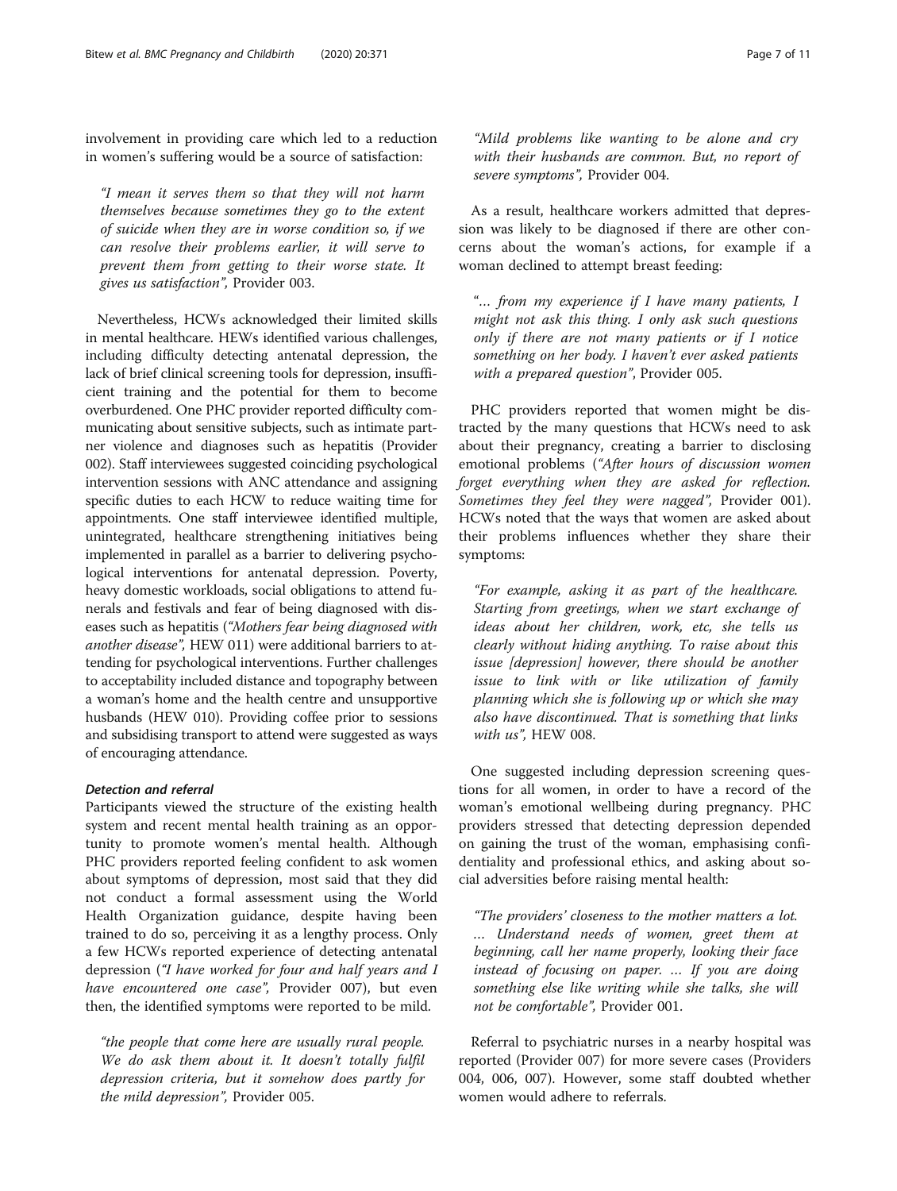involvement in providing care which led to a reduction in women's suffering would be a source of satisfaction:

> *"I mean it serves them so that they will not harm themselves because sometimes they go to the extent of suicide when they are in worse condition so, if we can resolve their problems earlier, it will serve to prevent them from getting to their worse state. It gives us satisfaction"*, Provider 003.

Nevertheless, HCWs acknowledged their limited skills in mental healthcare. HEWs identified various challenges, including difficulty detecting antenatal depression, the lack of brief clinical screening tools for depression, insufficient training and the potential for them to become overburdened. One PHC provider reported difficulty communicating about sensitive subjects, such as intimate partner violence and diagnoses such as hepatitis (Provider 002). Staff interviewees suggested coinciding psychological intervention sessions with ANC attendance and assigning specific duties to each HCW to reduce waiting time for appointments. One staff interviewee identified multiple, unintegrated, healthcare strengthening initiatives being implemented in parallel as a barrier to delivering psychological interventions for antenatal depression. Poverty, heavy domestic workloads, social obligations to attend funerals and festivals and fear of being diagnosed with diseases such as hepatitis (*"Mothers fear being diagnosed with another disease"*, HEW 011) were additional barriers to attending for psychological interventions. Further challenges to acceptability included distance and topography between a woman's home and the health centre and unsupportive husbands (HEW 010). Providing coffee prior to sessions and subsidising transport to attend were suggested as ways of encouraging attendance.

### *Detection and referral*

Participants viewed the structure of the existing health system and recent mental health training as an opportunity to promote women's mental health. Although PHC providers reported feeling confident to ask women about symptoms of depression, most said that they did not conduct a formal assessment using the World Health Organization guidance, despite having been trained to do so, perceiving it as a lengthy process. Only a few HCWs reported experience of detecting antenatal depression (*"I have worked for four and half years and I have encountered one case"*, Provider 007), but even then, the identified symptoms were reported to be mild.

> *"the people that come here are usually rural people. We do ask them about it. It doesn't totally fulfil depression criteria, but it somehow does partly for the mild depression"*, Provider 005.

> *"Mild problems like wanting to be alone and cry with their husbands are common. But, no report of severe symptoms"*, Provider 004.

As a result, healthcare workers admitted that depression was likely to be diagnosed if there are other concerns about the woman's actions, for example if a woman declined to attempt breast feeding:

> *"… from my experience if I have many patients, I might not ask this thing. I only ask such questions only if there are not many patients or if I notice something on her body. I haven't ever asked patients with a prepared question"*, Provider 005.

PHC providers reported that women might be distracted by the many questions that HCWs need to ask about their pregnancy, creating a barrier to disclosing emotional problems (*"After hours of discussion women forget everything when they are asked for reflection. Sometimes they feel they were nagged"*, Provider 001). HCWs noted that the ways that women are asked about their problems influences whether they share their symptoms:

> *"For example, asking it as part of the healthcare. Starting from greetings, when we start exchange of ideas about her children, work, etc, she tells us clearly without hiding anything. To raise about this issue [depression] however, there should be another issue to link with or like utilization of family planning which she is following up or which she may also have discontinued. That is something that links with us"*, HEW 008.

One suggested including depression screening questions for all women, in order to have a record of the woman's emotional wellbeing during pregnancy. PHC providers stressed that detecting depression depended on gaining the trust of the woman, emphasising confidentiality and professional ethics, and asking about social adversities before raising mental health:

> *"The providers' closeness to the mother matters a lot. … Understand needs of women, greet them at beginning, call her name properly, looking their face instead of focusing on paper. … If you are doing something else like writing while she talks, she will not be comfortable"*, Provider 001.

Referral to psychiatric nurses in a nearby hospital was reported (Provider 007) for more severe cases (Providers 004, 006, 007). However, some staff doubted whether women would adhere to referrals.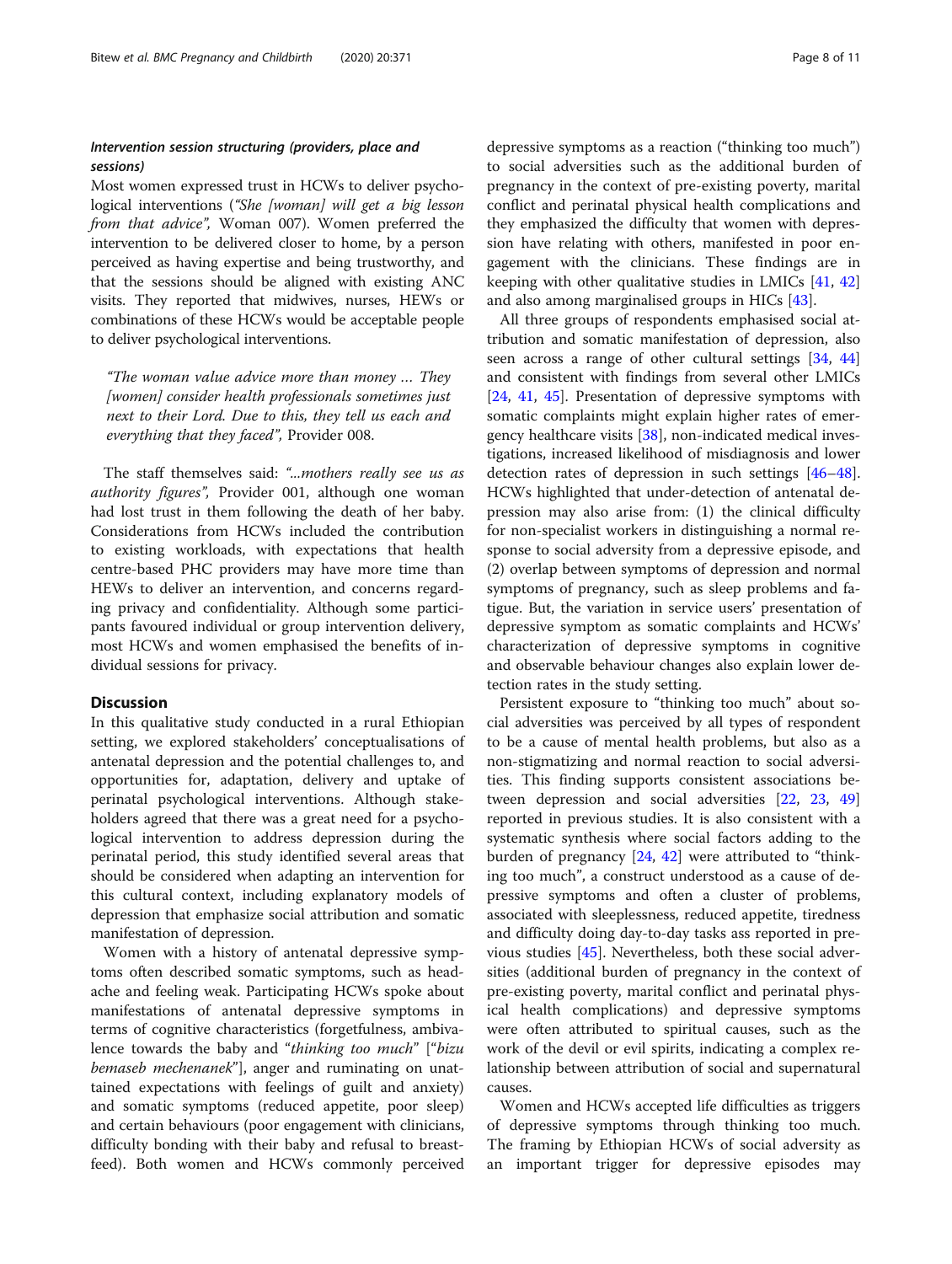### *Intervention session structuring (providers, place and sessions)*

Most women expressed trust in HCWs to deliver psychological interventions (*"She [woman] will get a big lesson from that advice",* Woman 007). Women preferred the intervention to be delivered closer to home, by a person perceived as having expertise and being trustworthy, and that the sessions should be aligned with existing ANC visits. They reported that midwives, nurses, HEWs or combinations of these HCWs would be acceptable people to deliver psychological interventions.

> *"The woman value advice more than money … They [women] consider health professionals sometimes just next to their Lord. Due to this, they tell us each and everything that they faced",* Provider 008.

The staff themselves said: *"...mothers really see us as authority figures",* Provider 001, although one woman had lost trust in them following the death of her baby. Considerations from HCWs included the contribution to existing workloads, with expectations that health centre-based PHC providers may have more time than HEWs to deliver an intervention, and concerns regarding privacy and confidentiality. Although some participants favoured individual or group intervention delivery, most HCWs and women emphasised the benefits of individual sessions for privacy.

## Discussion

In this qualitative study conducted in a rural Ethiopian setting, we explored stakeholders' conceptualisations of antenatal depression and the potential challenges to, and opportunities for, adaptation, delivery and uptake of perinatal psychological interventions. Although stakeholders agreed that there was a great need for a psychological intervention to address depression during the perinatal period, this study identified several areas that should be considered when adapting an intervention for this cultural context, including explanatory models of depression that emphasize social attribution and somatic manifestation of depression.

Women with a history of antenatal depressive symptoms often described somatic symptoms, such as headache and feeling weak. Participating HCWs spoke about manifestations of antenatal depressive symptoms in terms of cognitive characteristics (forgetfulness, ambivalence towards the baby and "*thinking too much*" ["*bizu bemaseb mechenanek*"], anger and ruminating on unattained expectations with feelings of guilt and anxiety) and somatic symptoms (reduced appetite, poor sleep) and certain behaviours (poor engagement with clinicians, difficulty bonding with their baby and refusal to breastfeed). Both women and HCWs commonly perceived depressive symptoms as a reaction ("thinking too much") to social adversities such as the additional burden of pregnancy in the context of pre-existing poverty, marital conflict and perinatal physical health complications and they emphasized the difficulty that women with depression have relating with others, manifested in poor engagement with the clinicians. These findings are in keeping with other qualitative studies in LMICs [41, 42] and also among marginalised groups in HICs [43].

All three groups of respondents emphasised social attribution and somatic manifestation of depression, also seen across a range of other cultural settings [34, 44] and consistent with findings from several other LMICs [24, 41, 45]. Presentation of depressive symptoms with somatic complaints might explain higher rates of emergency healthcare visits [38], non-indicated medical investigations, increased likelihood of misdiagnosis and lower detection rates of depression in such settings [46–48]. HCWs highlighted that under-detection of antenatal depression may also arise from: (1) the clinical difficulty for non-specialist workers in distinguishing a normal response to social adversity from a depressive episode, and (2) overlap between symptoms of depression and normal symptoms of pregnancy, such as sleep problems and fatigue. But, the variation in service users' presentation of depressive symptom as somatic complaints and HCWs' characterization of depressive symptoms in cognitive and observable behaviour changes also explain lower detection rates in the study setting.

Persistent exposure to "thinking too much" about social adversities was perceived by all types of respondent to be a cause of mental health problems, but also as a non-stigmatizing and normal reaction to social adversities. This finding supports consistent associations between depression and social adversities [22, 23, 49] reported in previous studies. It is also consistent with a systematic synthesis where social factors adding to the burden of pregnancy [24, 42] were attributed to "thinking too much", a construct understood as a cause of depressive symptoms and often a cluster of problems, associated with sleeplessness, reduced appetite, tiredness and difficulty doing day-to-day tasks ass reported in previous studies [45]. Nevertheless, both these social adversities (additional burden of pregnancy in the context of pre-existing poverty, marital conflict and perinatal physical health complications) and depressive symptoms were often attributed to spiritual causes, such as the work of the devil or evil spirits, indicating a complex relationship between attribution of social and supernatural causes.

Women and HCWs accepted life difficulties as triggers of depressive symptoms through thinking too much. The framing by Ethiopian HCWs of social adversity as an important trigger for depressive episodes may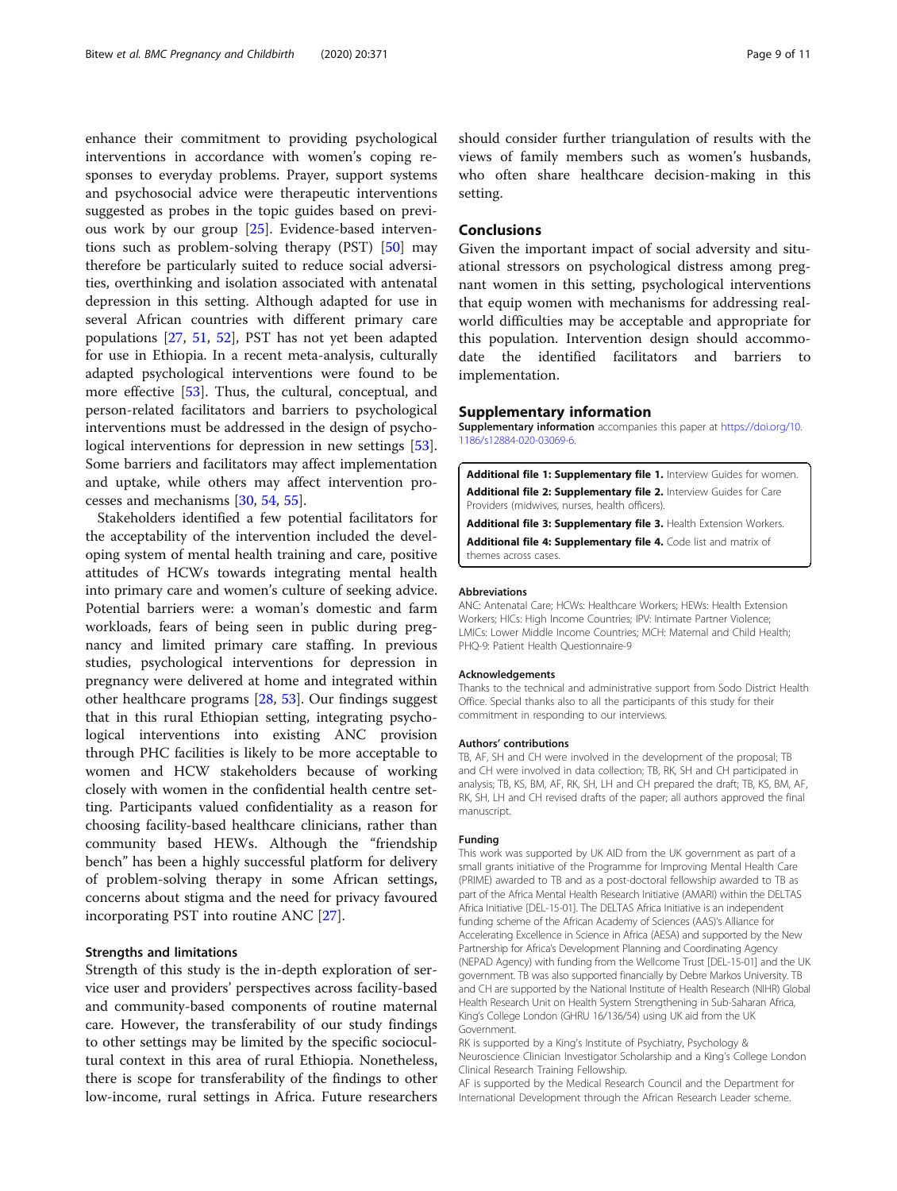enhance their commitment to providing psychological interventions in accordance with women's coping responses to everyday problems. Prayer, support systems and psychosocial advice were therapeutic interventions suggested as probes in the topic guides based on previous work by our group [25]. Evidence-based interventions such as problem-solving therapy (PST) [50] may therefore be particularly suited to reduce social adversities, overthinking and isolation associated with antenatal depression in this setting. Although adapted for use in several African countries with different primary care populations [27, 51, 52], PST has not yet been adapted for use in Ethiopia. In a recent meta-analysis, culturally adapted psychological interventions were found to be more effective [53]. Thus, the cultural, conceptual, and person-related facilitators and barriers to psychological interventions must be addressed in the design of psychological interventions for depression in new settings [53]. Some barriers and facilitators may affect implementation and uptake, while others may affect intervention processes and mechanisms [30, 54, 55].

Stakeholders identified a few potential facilitators for the acceptability of the intervention included the developing system of mental health training and care, positive attitudes of HCWs towards integrating mental health into primary care and women's culture of seeking advice. Potential barriers were: a woman's domestic and farm workloads, fears of being seen in public during pregnancy and limited primary care staffing. In previous studies, psychological interventions for depression in pregnancy were delivered at home and integrated within other healthcare programs [28, 53]. Our findings suggest that in this rural Ethiopian setting, integrating psychological interventions into existing ANC provision through PHC facilities is likely to be more acceptable to women and HCW stakeholders because of working closely with women in the confidential health centre setting. Participants valued confidentiality as a reason for choosing facility-based healthcare clinicians, rather than community based HEWs. Although the "friendship bench" has been a highly successful platform for delivery of problem-solving therapy in some African settings, concerns about stigma and the need for privacy favoured incorporating PST into routine ANC [27].

### Strengths and limitations

Strength of this study is the in-depth exploration of service user and providers' perspectives across facility-based and community-based components of routine maternal care. However, the transferability of our study findings to other settings may be limited by the specific sociocultural context in this area of rural Ethiopia. Nonetheless, there is scope for transferability of the findings to other low-income, rural settings in Africa. Future researchers should consider further triangulation of results with the views of family members such as women's husbands, who often share healthcare decision-making in this setting.

## Conclusions

Given the important impact of social adversity and situational stressors on psychological distress among pregnant women in this setting, psychological interventions that equip women with mechanisms for addressing real-world difficulties may be acceptable and appropriate for this population. Intervention design should accommodate the identified facilitators and barriers to implementation.

## Supplementary information

**Supplementary information** accompanies this paper at https://doi.org/10.1186/s12884-020-03069-6.

**Additional file 1: Supplementary file 1.** Interview Guides for women.
**Additional file 2: Supplementary file 2.** Interview Guides for Care Providers (midwives, nurses, health officers).
**Additional file 3: Supplementary file 3.** Health Extension Workers.
**Additional file 4: Supplementary file 4.** Code list and matrix of themes across cases.

#### Abbreviations

ANC: Antenatal Care; HCWs: Healthcare Workers; HEWs: Health Extension Workers; HICs: High Income Countries; IPV: Intimate Partner Violence; LMICs: Lower Middle Income Countries; MCH: Maternal and Child Health; PHQ-9: Patient Health Questionnaire-9

#### Acknowledgements

Thanks to the technical and administrative support from Sodo District Health Office. Special thanks also to all the participants of this study for their commitment in responding to our interviews.

#### Authors' contributions

TB, AF, SH and CH were involved in the development of the proposal; TB and CH were involved in data collection; TB, RK, SH and CH participated in analysis; TB, KS, BM, AF, RK, SH, LH and CH prepared the draft; TB, KS, BM, AF, RK, SH, LH and CH revised drafts of the paper; all authors approved the final manuscript.

#### Funding

This work was supported by UK AID from the UK government as part of a small grants initiative of the Programme for Improving Mental Health Care (PRIME) awarded to TB and as a post-doctoral fellowship awarded to TB as part of the Africa Mental Health Research Initiative (AMARI) within the DELTAS Africa Initiative [DEL-15-01]. The DELTAS Africa Initiative is an independent funding scheme of the African Academy of Sciences (AAS)'s Alliance for Accelerating Excellence in Science in Africa (AESA) and supported by the New Partnership for Africa's Development Planning and Coordinating Agency (NEPAD Agency) with funding from the Wellcome Trust [DEL-15-01] and the UK government. TB was also supported financially by Debre Markos University. TB and CH are supported by the National Institute of Health Research (NIHR) Global Health Research Unit on Health System Strengthening in Sub-Saharan Africa, King's College London (GHRU 16/136/54) using UK aid from the UK Government.
RK is supported by a King's Institute of Psychiatry, Psychology & Neuroscience Clinician Investigator Scholarship and a King's College London Clinical Research Training Fellowship.
AF is supported by the Medical Research Council and the Department for International Development through the African Research Leader scheme.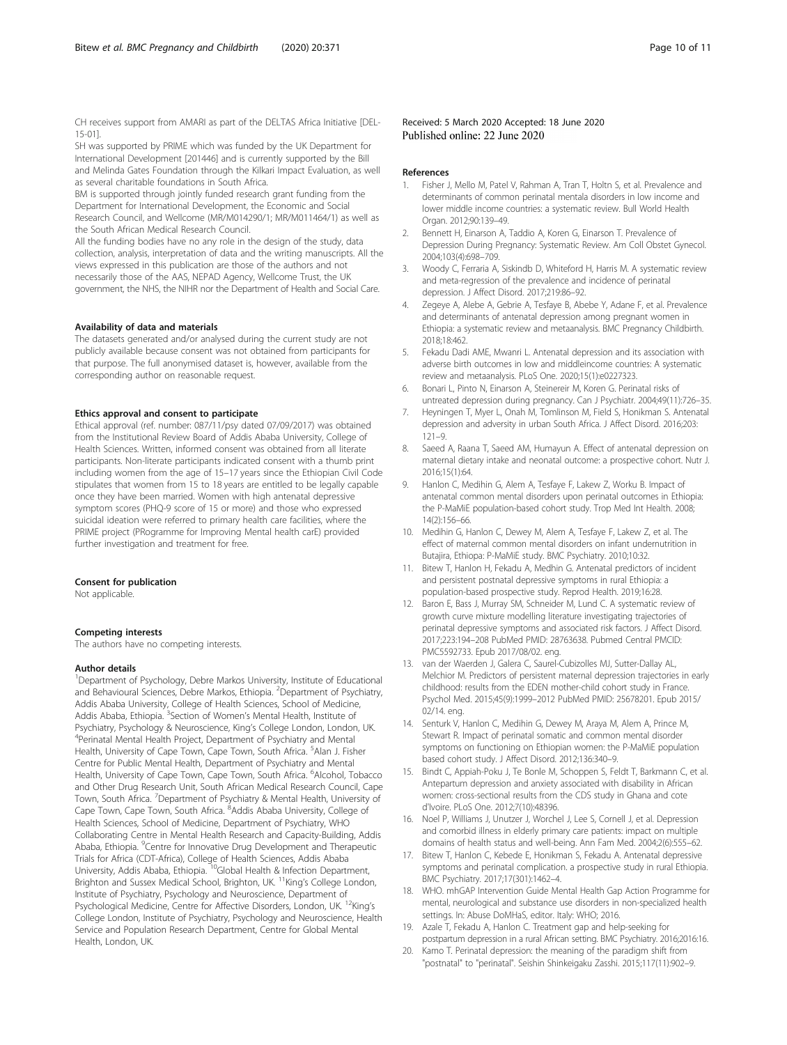CH receives support from AMARI as part of the DELTAS Africa Initiative [DEL-15-01].

SH was supported by PRIME which was funded by the UK Department for International Development [201446] and is currently supported by the Bill and Melinda Gates Foundation through the Kilkari Impact Evaluation, as well as several charitable foundations in South Africa.

BM is supported through jointly funded research grant funding from the Department for International Development, the Economic and Social Research Council, and Wellcome (MR/M014290/1; MR/M011464/1) as well as the South African Medical Research Council.

All the funding bodies have no any role in the design of the study, data collection, analysis, interpretation of data and the writing manuscripts. All the views expressed in this publication are those of the authors and not necessarily those of the AAS, NEPAD Agency, Wellcome Trust, the UK government, the NHS, the NIHR nor the Department of Health and Social Care.

#### Availability of data and materials

The datasets generated and/or analysed during the current study are not publicly available because consent was not obtained from participants for that purpose. The full anonymised dataset is, however, available from the corresponding author on reasonable request.

#### Ethics approval and consent to participate

Ethical approval (ref. number: 087/11/psy dated 07/09/2017) was obtained from the Institutional Review Board of Addis Ababa University, College of Health Sciences. Written, informed consent was obtained from all literate participants. Non-literate participants indicated consent with a thumb print including women from the age of 15–17 years since the Ethiopian Civil Code stipulates that women from 15 to 18 years are entitled to be legally capable once they have been married. Women with high antenatal depressive symptom scores (PHQ-9 score of 15 or more) and those who expressed suicidal ideation were referred to primary health care facilities, where the PRIME project (PRogramme for Improving Mental health carE) provided further investigation and treatment for free.

#### Consent for publication

Not applicable.

#### Competing interests

The authors have no competing interests.

#### Author details

[1]Department of Psychology, Debre Markos University, Institute of Educational and Behavioural Sciences, Debre Markos, Ethiopia. [2]Department of Psychiatry, Addis Ababa University, College of Health Sciences, School of Medicine, Addis Ababa, Ethiopia. [3]Section of Women's Mental Health, Institute of Psychiatry, Psychology & Neuroscience, King's College London, London, UK. [4]Perinatal Mental Health Project, Department of Psychiatry and Mental Health, University of Cape Town, Cape Town, South Africa. [5]Alan J. Fisher Centre for Public Mental Health, Department of Psychiatry and Mental Health, University of Cape Town, Cape Town, South Africa. [6]Alcohol, Tobacco and Other Drug Research Unit, South African Medical Research Council, Cape Town, South Africa. [7]Department of Psychiatry & Mental Health, University of Cape Town, Cape Town, South Africa. [8]Addis Ababa University, College of Health Sciences, School of Medicine, Department of Psychiatry, WHO Collaborating Centre in Mental Health Research and Capacity-Building, Addis Ababa, Ethiopia. [9]Centre for Innovative Drug Development and Therapeutic Trials for Africa (CDT-Africa), College of Health Sciences, Addis Ababa University, Addis Ababa, Ethiopia. [10]Global Health & Infection Department, Brighton and Sussex Medical School, Brighton, UK. [11]King's College London, Institute of Psychiatry, Psychology and Neuroscience, Department of Psychological Medicine, Centre for Affective Disorders, London, UK. [12]King's College London, Institute of Psychiatry, Psychology and Neuroscience, Health Service and Population Research Department, Centre for Global Mental Health, London, UK.

Received: 5 March 2020 Accepted: 18 June 2020
Published online: 22 June 2020

#### References

1. Fisher J, Mello M, Patel V, Rahman A, Tran T, Holtn S, et al. Prevalence and determinants of common perinatal mentala disorders in low income and lower middle income countries: a systematic review. Bull World Health Organ. 2012;90:139–49.
2. Bennett H, Einarson A, Taddio A, Koren G, Einarson T. Prevalence of Depression During Pregnancy: Systematic Review. Am Coll Obstet Gynecol. 2004;103(4):698–709.
3. Woody C, Ferraria A, Siskindb D, Whiteford H, Harris M. A systematic review and meta-regression of the prevalence and incidence of perinatal depression. J Affect Disord. 2017;219:86–92.
4. Zegeye A, Alebe A, Gebrie A, Tesfaye B, Abebe Y, Adane F, et al. Prevalence and determinants of antenatal depression among pregnant women in Ethiopia: a systematic review and metaanalysis. BMC Pregnancy Childbirth. 2018;18:462.
5. Fekadu Dadi AME, Mwanri L. Antenatal depression and its association with adverse birth outcomes in low and middleincome countries: A systematic review and metaanalysis. PLoS One. 2020;15(1):e0227323.
6. Bonari L, Pinto N, Einarson A, Steinereir M, Koren G. Perinatal risks of untreated depression during pregnancy. Can J Psychiatr. 2004;49(11):726–35.
7. Heyningen T, Myer L, Onah M, Tomlinson M, Field S, Honikman S. Antenatal depression and adversity in urban South Africa. J Affect Disord. 2016;203:121–9.
8. Saeed A, Raana T, Saeed AM, Humayun A. Effect of antenatal depression on maternal dietary intake and neonatal outcome: a prospective cohort. Nutr J. 2016;15(1):64.
9. Hanlon C, Medihin G, Alem A, Tesfaye F, Lakew Z, Worku B. Impact of antenatal common mental disorders upon perinatal outcomes in Ethiopia: the P-MaMiE population-based cohort study. Trop Med Int Health. 2008;14(2):156–66.
10. Medihin G, Hanlon C, Dewey M, Alem A, Tesfaye F, Lakew Z, et al. The effect of maternal common mental disorders on infant undernutrition in Butajira, Ethiopa: P-MaMiE study. BMC Psychiatry. 2010;10:32.
11. Bitew T, Hanlon H, Fekadu A, Medhin G. Antenatal predictors of incident and persistent postnatal depressive symptoms in rural Ethiopia: a population-based prospective study. Reprod Health. 2019;16:28.
12. Baron E, Bass J, Murray SM, Schneider M, Lund C. A systematic review of growth curve mixture modelling literature investigating trajectories of perinatal depressive symptoms and associated risk factors. J Affect Disord. 2017;223:194–208 PubMed PMID: 28763638. Pubmed Central PMCID: PMC5592733. Epub 2017/08/02. eng.
13. van der Waerden J, Galera C, Saurel-Cubizolles MJ, Sutter-Dallay AL, Melchior M. Predictors of persistent maternal depression trajectories in early childhood: results from the EDEN mother-child cohort study in France. Psychol Med. 2015;45(9):1999–2012 PubMed PMID: 25678201. Epub 2015/02/14. eng.
14. Senturk V, Hanlon C, Medihin G, Dewey M, Araya M, Alem A, Prince M, Stewart R. Impact of perinatal somatic and common mental disorder symptoms on functioning on Ethiopian women: the P-MaMiE population based cohort study. J Affect Disord. 2012;136:340–9.
15. Bindt C, Appiah-Poku J, Te Bonle M, Schoppen S, Feldt T, Barkmann C, et al. Antepartum depression and anxiety associated with disability in African women: cross-sectional results from the CDS study in Ghana and cote d'Ivoire. PLoS One. 2012;7(10):48396.
16. Noel P, Williams J, Unutzer J, Worchel J, Lee S, Cornell J, et al. Depression and comorbid illness in elderly primary care patients: impact on multiple domains of health status and well-being. Ann Fam Med. 2004;2(6):555–62.
17. Bitew T, Hanlon C, Kebede E, Honikman S, Fekadu A. Antenatal depressive symptoms and perinatal complication. a prospective study in rural Ethiopia. BMC Psychiatry. 2017;17(301):1462–4.
18. WHO. mhGAP Intervention Guide Mental Health Gap Action Programme for mental, neurological and substance use disorders in non-specialized health settings. In: Abuse DoMHaS, editor. Italy: WHO; 2016.
19. Azale T, Fekadu A, Hanlon C. Treatment gap and help-seeking for postpartum depression in a rural African setting. BMC Psychiatry. 2016;2016:16.
20. Kamo T. Perinatal depression: the meaning of the paradigm shift from "postnatal" to "perinatal". Seishin Shinkeigaku Zasshi. 2015;117(11):902–9.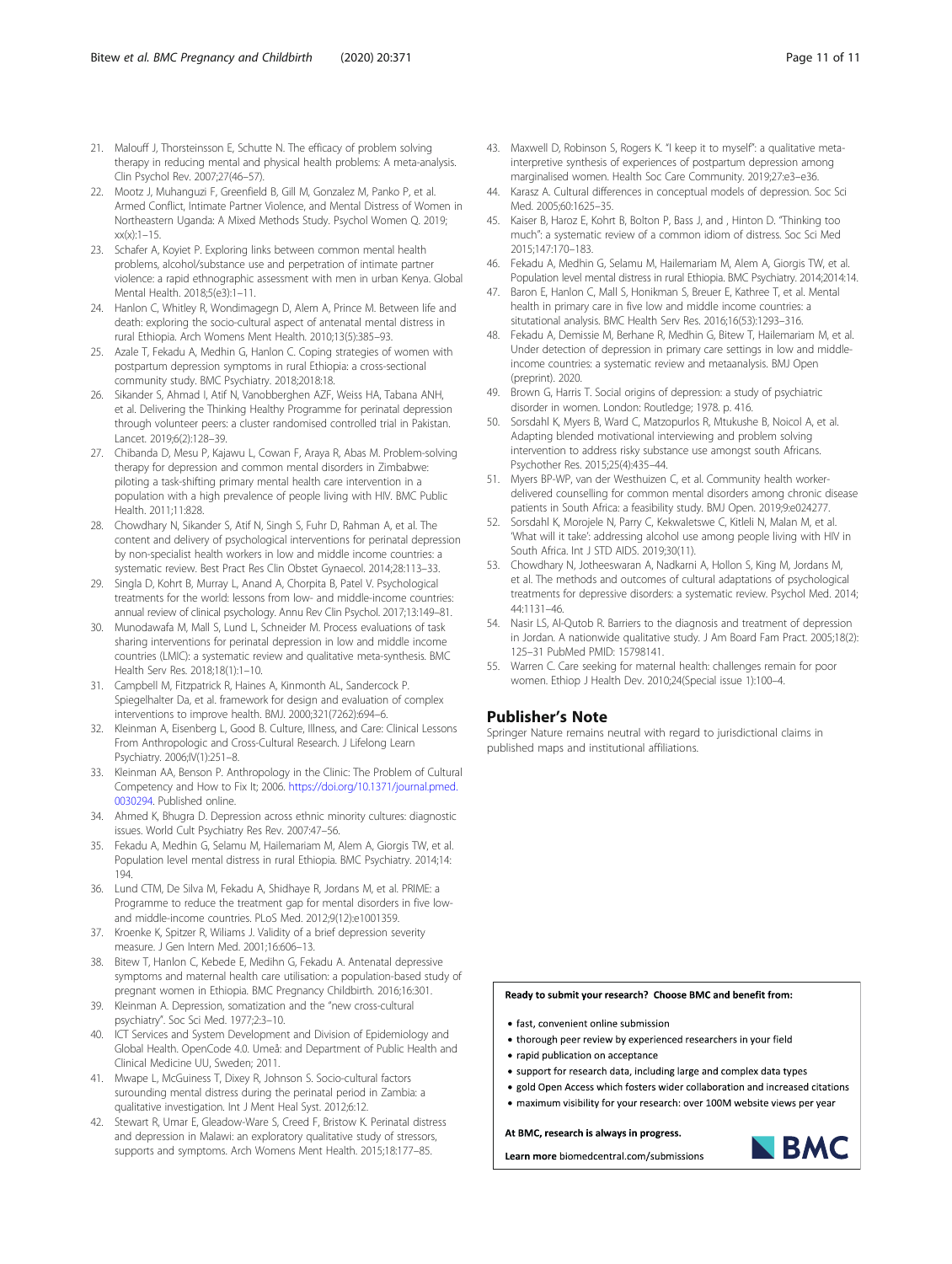21. Malouff J, Thorsteinsson E, Schutte N. The efficacy of problem solving therapy in reducing mental and physical health problems: A meta-analysis. Clin Psychol Rev. 2007;27(46–57).
22. Mootz J, Muhanguzi F, Greenfield B, Gill M, Gonzalez M, Panko P, et al. Armed Conflict, Intimate Partner Violence, and Mental Distress of Women in Northeastern Uganda: A Mixed Methods Study. Psychol Women Q. 2019; xx(x):1–15.
23. Schafer A, Koyiet P. Exploring links between common mental health problems, alcohol/substance use and perpetration of intimate partner violence: a rapid ethnographic assessment with men in urban Kenya. Global Mental Health. 2018;5(e3):1–11.
24. Hanlon C, Whitley R, Wondimagegn D, Alem A, Prince M. Between life and death: exploring the socio-cultural aspect of antenatal mental distress in rural Ethiopia. Arch Womens Ment Health. 2010;13(5):385–93.
25. Azale T, Fekadu A, Medhin G, Hanlon C. Coping strategies of women with postpartum depression symptoms in rural Ethiopia: a cross-sectional community study. BMC Psychiatry. 2018;2018:18.
26. Sikander S, Ahmad I, Atif N, Vanobberghen AZF, Weiss HA, Tabana ANH, et al. Delivering the Thinking Healthy Programme for perinatal depression through volunteer peers: a cluster randomised controlled trial in Pakistan. Lancet. 2019;6(2):128–39.
27. Chibanda D, Mesu P, Kajawu L, Cowan F, Araya R, Abas M. Problem-solving therapy for depression and common mental disorders in Zimbabwe: piloting a task-shifting primary mental health care intervention in a population with a high prevalence of people living with HIV. BMC Public Health. 2011;11:828.
28. Chowdhary N, Sikander S, Atif N, Singh S, Fuhr D, Rahman A, et al. The content and delivery of psychological interventions for perinatal depression by non-specialist health workers in low and middle income countries: a systematic review. Best Pract Res Clin Obstet Gynaecol. 2014;28:113–33.
29. Singla D, Kohrt B, Murray L, Anand A, Chorpita B, Patel V. Psychological treatments for the world: lessons from low- and middle-income countries: annual review of clinical psychology. Annu Rev Clin Psychol. 2017;13:149–81.
30. Munodawafa M, Mall S, Lund L, Schneider M. Process evaluations of task sharing interventions for perinatal depression in low and middle income countries (LMIC): a systematic review and qualitative meta-synthesis. BMC Health Serv Res. 2018;18(1):1–10.
31. Campbell M, Fitzpatrick R, Haines A, Kinmonth AL, Sandercock P. Spiegelhalter Da, et al. framework for design and evaluation of complex interventions to improve health. BMJ. 2000;321(7262):694–6.
32. Kleinman A, Eisenberg L, Good B. Culture, Illness, and Care: Clinical Lessons From Anthropologic and Cross-Cultural Research. J Lifelong Learn Psychiatry. 2006;IV(1):251–8.
33. Kleinman AA, Benson P. Anthropology in the Clinic: The Problem of Cultural Competency and How to Fix It; 2006. https://doi.org/10.1371/journal.pmed.0030294. Published online.
34. Ahmed K, Bhugra D. Depression across ethnic minority cultures: diagnostic issues. World Cult Psychiatry Res Rev. 2007:47–56.
35. Fekadu A, Medhin G, Selamu M, Hailemariam M, Alem A, Giorgis TW, et al. Population level mental distress in rural Ethiopia. BMC Psychiatry. 2014;14: 194.
36. Lund CTM, De Silva M, Fekadu A, Shidhaye R, Jordans M, et al. PRIME: a Programme to reduce the treatment gap for mental disorders in five low- and middle-income countries. PLoS Med. 2012;9(12):e1001359.
37. Kroenke K, Spitzer R, Wiliams J. Validity of a brief depression severity measure. J Gen Intern Med. 2001;16:606–13.
38. Bitew T, Hanlon C, Kebede E, Medihn G, Fekadu A. Antenatal depressive symptoms and maternal health care utilisation: a population-based study of pregnant women in Ethiopia. BMC Pregnancy Childbirth. 2016;16:301.
39. Kleinman A. Depression, somatization and the "new cross-cultural psychiatry". Soc Sci Med. 1977;2:3–10.
40. ICT Services and System Development and Division of Epidemiology and Global Health. OpenCode 4.0. Umeå: and Department of Public Health and Clinical Medicine UU, Sweden; 2011.
41. Mwape L, McGuiness T, Dixey R, Johnson S. Socio-cultural factors surounding mental distress during the perinatal period in Zambia: a qualitative investigation. Int J Ment Heal Syst. 2012;6:12.
42. Stewart R, Umar E, Gleadow-Ware S, Creed F, Bristow K. Perinatal distress and depression in Malawi: an exploratory qualitative study of stressors, supports and symptoms. Arch Womens Ment Health. 2015;18:177–85.
43. Maxwell D, Robinson S, Rogers K. "I keep it to myself": a qualitative meta-interpretive synthesis of experiences of postpartum depression among marginalised women. Health Soc Care Community. 2019;27:e3–e36.
44. Karasz A. Cultural differences in conceptual models of depression. Soc Sci Med. 2005;60:1625–35.
45. Kaiser B, Haroz E, Kohrt B, Bolton P, Bass J, and , Hinton D. "Thinking too much": a systematic review of a common idiom of distress. Soc Sci Med 2015;147:170–183.
46. Fekadu A, Medhin G, Selamu M, Hailemariam M, Alem A, Giorgis TW, et al. Population level mental distress in rural Ethiopia. BMC Psychiatry. 2014;2014:14.
47. Baron E, Hanlon C, Mall S, Honikman S, Breuer E, Kathree T, et al. Mental health in primary care in five low and middle income countries: a situtational analysis. BMC Health Serv Res. 2016;16(53):1293–316.
48. Fekadu A, Demissie M, Berhane R, Medhin G, Bitew T, Hailemariam M, et al. Under detection of depression in primary care settings in low and middle-income countries: a systematic review and metaanalysis. BMJ Open (preprint). 2020.
49. Brown G, Harris T. Social origins of depression: a study of psychiatric disorder in women. London: Routledge; 1978. p. 416.
50. Sorsdahl K, Myers B, Ward C, Matzopurlos R, Mtukushe B, Noicol A, et al. Adapting blended motivational interviewing and problem solving intervention to address risky substance use amongst south Africans. Psychother Res. 2015;25(4):435–44.
51. Myers BP-WP, van der Westhuizen C, et al. Community health worker-delivered counselling for common mental disorders among chronic disease patients in South Africa: a feasibility study. BMJ Open. 2019;9:e024277.
52. Sorsdahl K, Morojele N, Parry C, Kekwaletswe C, Kitleli N, Malan M, et al. 'What will it take': addressing alcohol use among people living with HIV in South Africa. Int J STD AIDS. 2019;30(11).
53. Chowdhary N, Jotheeswaran A, Nadkarni A, Hollon S, King M, Jordans M, et al. The methods and outcomes of cultural adaptations of psychological treatments for depressive disorders: a systematic review. Psychol Med. 2014; 44:1131–46.
54. Nasir LS, Al-Qutob R. Barriers to the diagnosis and treatment of depression in Jordan. A nationwide qualitative study. J Am Board Fam Pract. 2005;18(2): 125–31 PubMed PMID: 15798141.
55. Warren C. Care seeking for maternal health: challenges remain for poor women. Ethiop J Health Dev. 2010;24(Special issue 1):100–4.

## Publisher's Note

Springer Nature remains neutral with regard to jurisdictional claims in published maps and institutional affiliations.

**Ready to submit your research? Choose BMC and benefit from:**

- fast, convenient online submission
- thorough peer review by experienced researchers in your field
- rapid publication on acceptance
- support for research data, including large and complex data types
- gold Open Access which fosters wider collaboration and increased citations
- maximum visibility for your research: over 100M website views per year

**At BMC, research is always in progress.**

**Learn more** biomedcentral.com/submissions

BMC